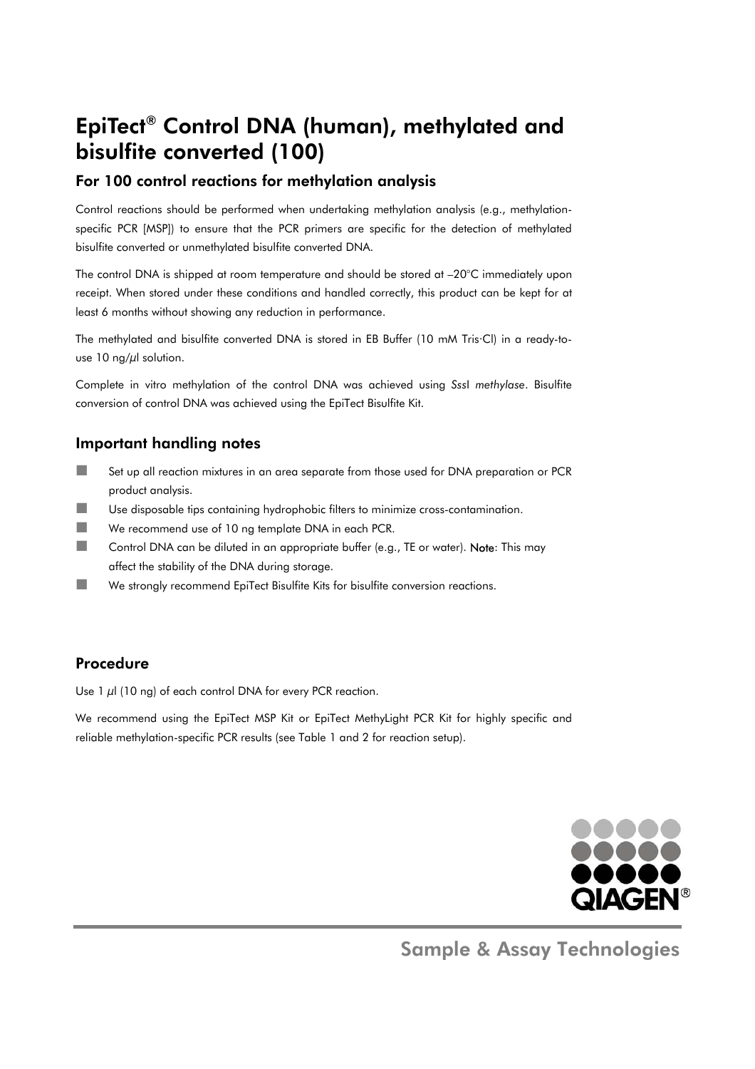# EpiTect® Control DNA (human), methylated and bisulfite converted (100)

## For 100 control reactions for methylation analysis

Control reactions should be performed when undertaking methylation analysis (e.g., methylation-specific PCR [MSP]) to ensure that the PCR primers are specific for the detection of methylated bisulfite converted or unmethylated bisulfite converted DNA.

The control DNA is shipped at room temperature and should be stored at –20°C immediately upon receipt. When stored under these conditions and handled correctly, this product can be kept for at least 6 months without showing any reduction in performance.

The methylated and bisulfite converted DNA is stored in EB Buffer (10 mM Tris·Cl) in a ready-to-use 10 ng/µl solution.

Complete in vitro methylation of the control DNA was achieved using *SssI methylase*. Bisulfite conversion of control DNA was achieved using the EpiTect Bisulfite Kit.

## Important handling notes

- Set up all reaction mixtures in an area separate from those used for DNA preparation or PCR product analysis.
- Use disposable tips containing hydrophobic filters to minimize cross-contamination.
- We recommend use of 10 ng template DNA in each PCR.
- Control DNA can be diluted in an appropriate buffer (e.g., TE or water). **Note**: This may affect the stability of the DNA during storage.
- We strongly recommend EpiTect Bisulfite Kits for bisulfite conversion reactions.

## Procedure

Use 1 µl (10 ng) of each control DNA for every PCR reaction.

We recommend using the EpiTect MSP Kit or EpiTect MethyLight PCR Kit for highly specific and reliable methylation-specific PCR results (see Table 1 and 2 for reaction setup).

Sample & Assay Technologies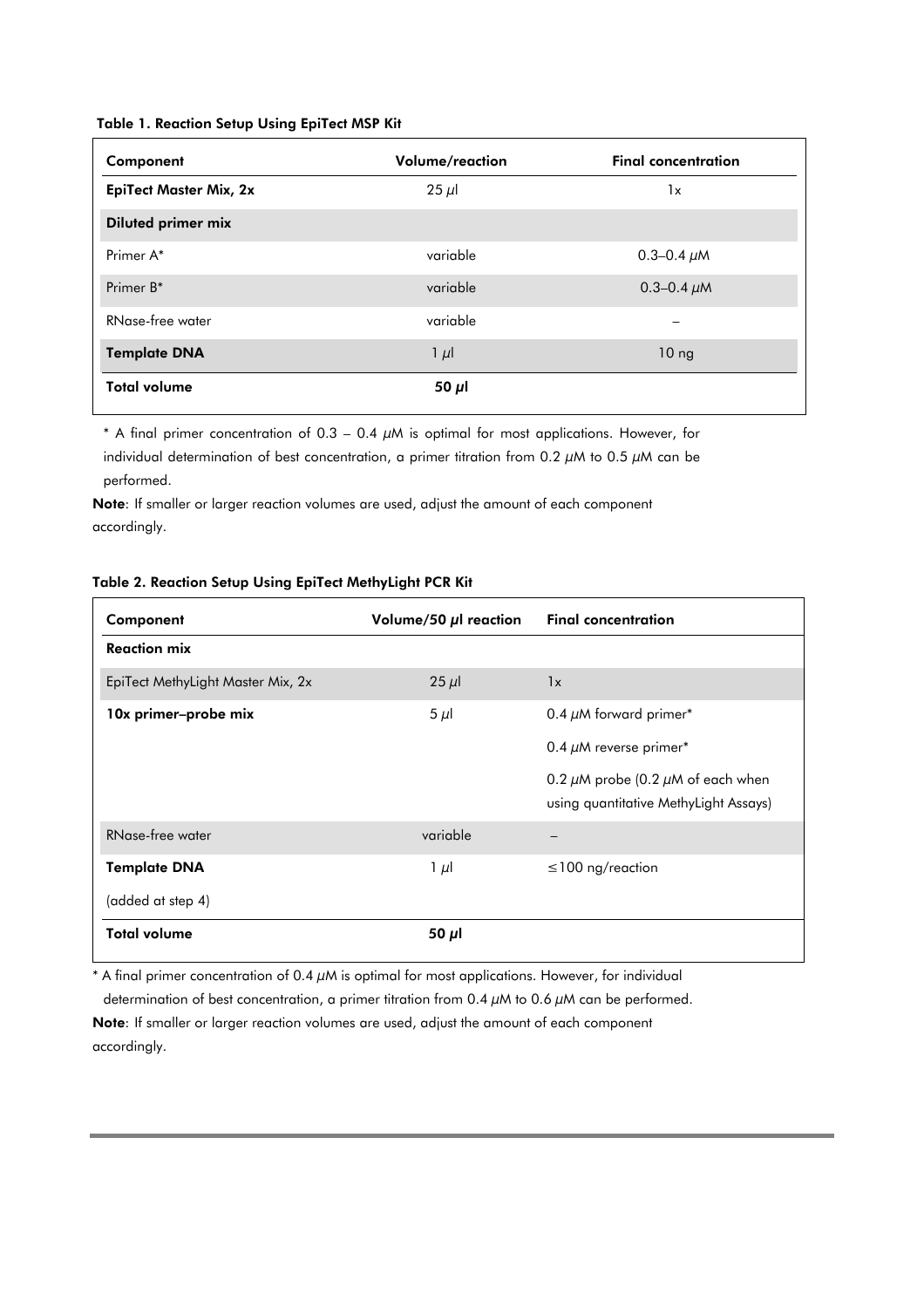**Table 1. Reaction Setup Using EpiTect MSP Kit**

| Component | Volume/reaction | Final concentration |
|---|---|---|
| **EpiTect Master Mix, 2x** | 25 µl | 1x |
| **Diluted primer mix** | | |
| Primer A* | variable | 0.3–0.4 µM |
| Primer B* | variable | 0.3–0.4 µM |
| RNase-free water | variable | – |
| **Template DNA** | 1 µl | 10 ng |
| **Total volume** | **50 µl** | |

\* A final primer concentration of 0.3 – 0.4 µM is optimal for most applications. However, for individual determination of best concentration, a primer titration from 0.2 µM to 0.5 µM can be performed.

**Note**: If smaller or larger reaction volumes are used, adjust the amount of each component accordingly.

**Table 2. Reaction Setup Using EpiTect MethyLight PCR Kit**

| Component | Volume/50 µl reaction | Final concentration |
|---|---|---|
| **Reaction mix** | | |
| EpiTect MethyLight Master Mix, 2x | 25 µl | 1x |
| **10x primer–probe mix** | 5 µl | 0.4 µM forward primer* |
| | | 0.4 µM reverse primer* |
| | | 0.2 µM probe (0.2 µM of each when using quantitative MethyLight Assays) |
| RNase-free water | variable | – |
| **Template DNA** | 1 µl | ≤100 ng/reaction |
| (added at step 4) | | |
| **Total volume** | **50 µl** | |

\* A final primer concentration of 0.4 µM is optimal for most applications. However, for individual determination of best concentration, a primer titration from 0.4 µM to 0.6 µM can be performed.

**Note**: If smaller or larger reaction volumes are used, adjust the amount of each component accordingly.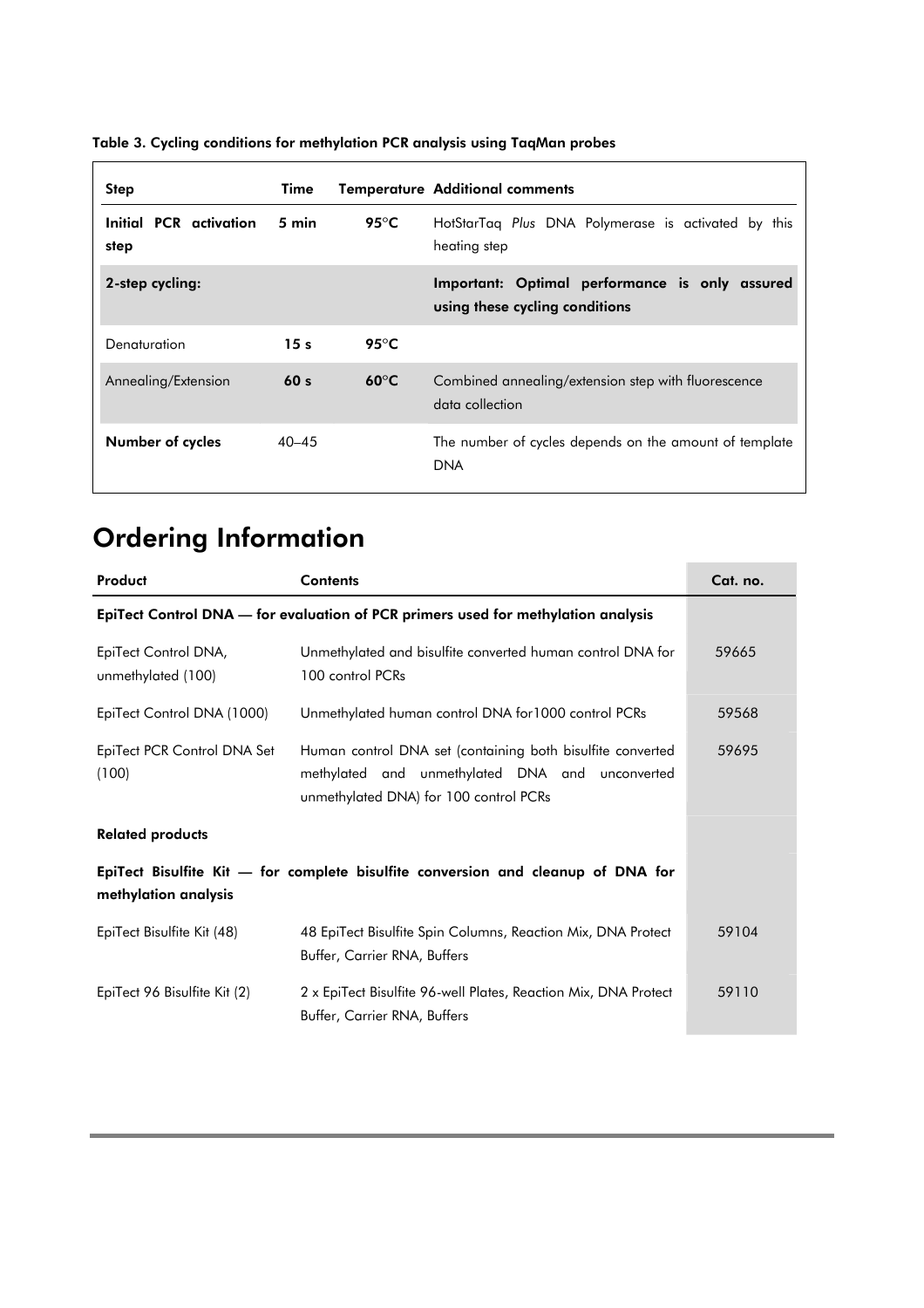**Table 3. Cycling conditions for methylation PCR analysis using TaqMan probes**

| Step | Time | Temperature | Additional comments |
|---|---|---|---|
| **Initial PCR activation step** | 5 min | **95°C** | HotStarTaq *Plus* DNA Polymerase is activated by this heating step |
| **2-step cycling:** | | | **Important: Optimal performance is only assured using these cycling conditions** |
| Denaturation | **15 s** | **95°C** | |
| Annealing/Extension | **60 s** | **60°C** | Combined annealing/extension step with fluorescence data collection |
| **Number of cycles** | 40–45 | | The number of cycles depends on the amount of template DNA |

# Ordering Information

| Product | Contents | Cat. no. |
|---|---|---|
| **EpiTect Control DNA — for evaluation of PCR primers used for methylation analysis** | | |
| EpiTect Control DNA, unmethylated (100) | Unmethylated and bisulfite converted human control DNA for 100 control PCRs | 59665 |
| EpiTect Control DNA (1000) | Unmethylated human control DNA for1000 control PCRs | 59568 |
| EpiTect PCR Control DNA Set (100) | Human control DNA set (containing both bisulfite converted methylated and unmethylated DNA and unconverted unmethylated DNA) for 100 control PCRs | 59695 |
| **Related products** | | |
| **EpiTect Bisulfite Kit — for complete bisulfite conversion and cleanup of DNA for methylation analysis** | | |
| EpiTect Bisulfite Kit (48) | 48 EpiTect Bisulfite Spin Columns, Reaction Mix, DNA Protect Buffer, Carrier RNA, Buffers | 59104 |
| EpiTect 96 Bisulfite Kit (2) | 2 x EpiTect Bisulfite 96-well Plates, Reaction Mix, DNA Protect Buffer, Carrier RNA, Buffers | 59110 |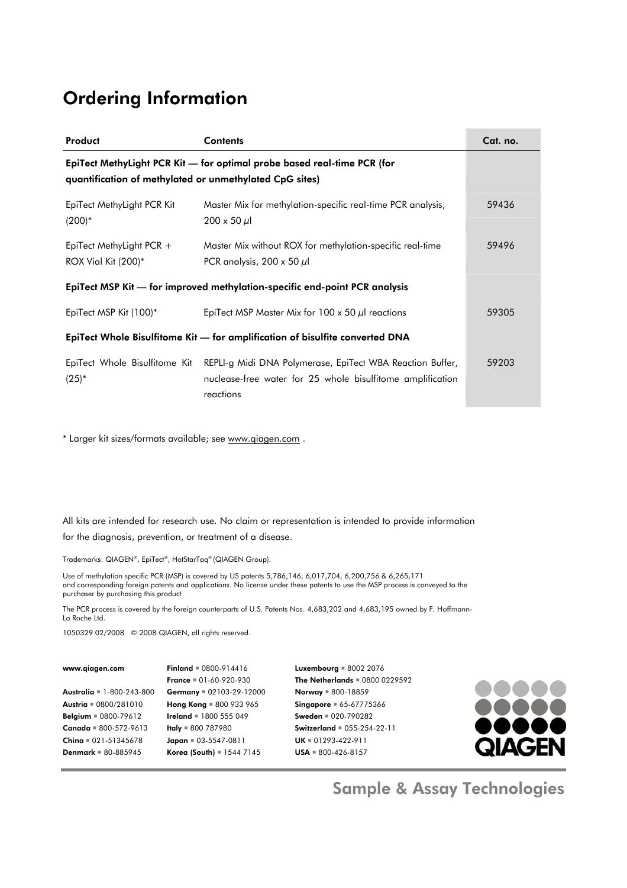# Ordering Information

| Product | Contents | Cat. no. |
|---|---|---|
| **EpiTect MethyLight PCR Kit — for optimal probe based real-time PCR (for quantification of methylated or unmethylated CpG sites)** | | |
| EpiTect MethyLight PCR Kit (200)* | Master Mix for methylation-specific real-time PCR analysis, 200 x 50 µl | 59436 |
| EpiTect MethyLight PCR + ROX Vial Kit (200)* | Master Mix without ROX for methylation-specific real-time PCR analysis, 200 x 50 µl | 59496 |
| **EpiTect MSP Kit — for improved methylation-specific end-point PCR analysis** | | |
| EpiTect MSP Kit (100)* | EpiTect MSP Master Mix for 100 x 50 µl reactions | 59305 |
| **EpiTect Whole Bisulfitome Kit — for amplification of bisulfite converted DNA** | | |
| EpiTect Whole Bisulfitome Kit (25)* | REPLI-g Midi DNA Polymerase, EpiTect WBA Reaction Buffer, nuclease-free water for 25 whole bisulfitome amplification reactions | 59203 |

* Larger kit sizes/formats available; see www.qiagen.com .

All kits are intended for research use. No claim or representation is intended to provide information for the diagnosis, prevention, or treatment of a disease.

Trademarks: QIAGEN®, EpiTect®, HotStarTaq® (QIAGEN Group).

Use of methylation specific PCR (MSP) is covered by US patents 5,786,146, 6,017,704, 6,200,756 & 6,265,171 and corresponding foreign patents and applications. No license under these patents to use the MSP process is conveyed to the purchaser by purchasing this product

The PCR process is covered by the foreign counterparts of U.S. Patents Nos. 4,683,202 and 4,683,195 owned by F. Hoffmann-La Roche Ltd.

1050329 02/2008 © 2008 QIAGEN, all rights reserved.

**www.qiagen.com**

**Australia** ▪ 1-800-243-800
**Austria** ▪ 0800/281010
**Belgium** ▪ 0800-79612
**Canada** ▪ 800-572-9613
**China** ▪ 021-51345678
**Denmark** ▪ 80-885945
**Finland** ▪ 0800-914416
**France** ▪ 01-60-920-930
**Germany** ▪ 02103-29-12000
**Hong Kong** ▪ 800 933 965
**Ireland** ▪ 1800 555 049
**Italy** ▪ 800 787980
**Japan** ▪ 03-5547-0811
**Korea (South)** ▪ 1544 7145
**Luxembourg** ▪ 8002 2076
**The Netherlands** ▪ 0800 0229592
**Norway** ▪ 800-18859
**Singapore** ▪ 65-67775366
**Sweden** ▪ 020-790282
**Switzerland** ▪ 055-254-22-11
**UK** ▪ 01293-422-911
**USA** ▪ 800-426-8157

QIAGEN

Sample & Assay Technologies